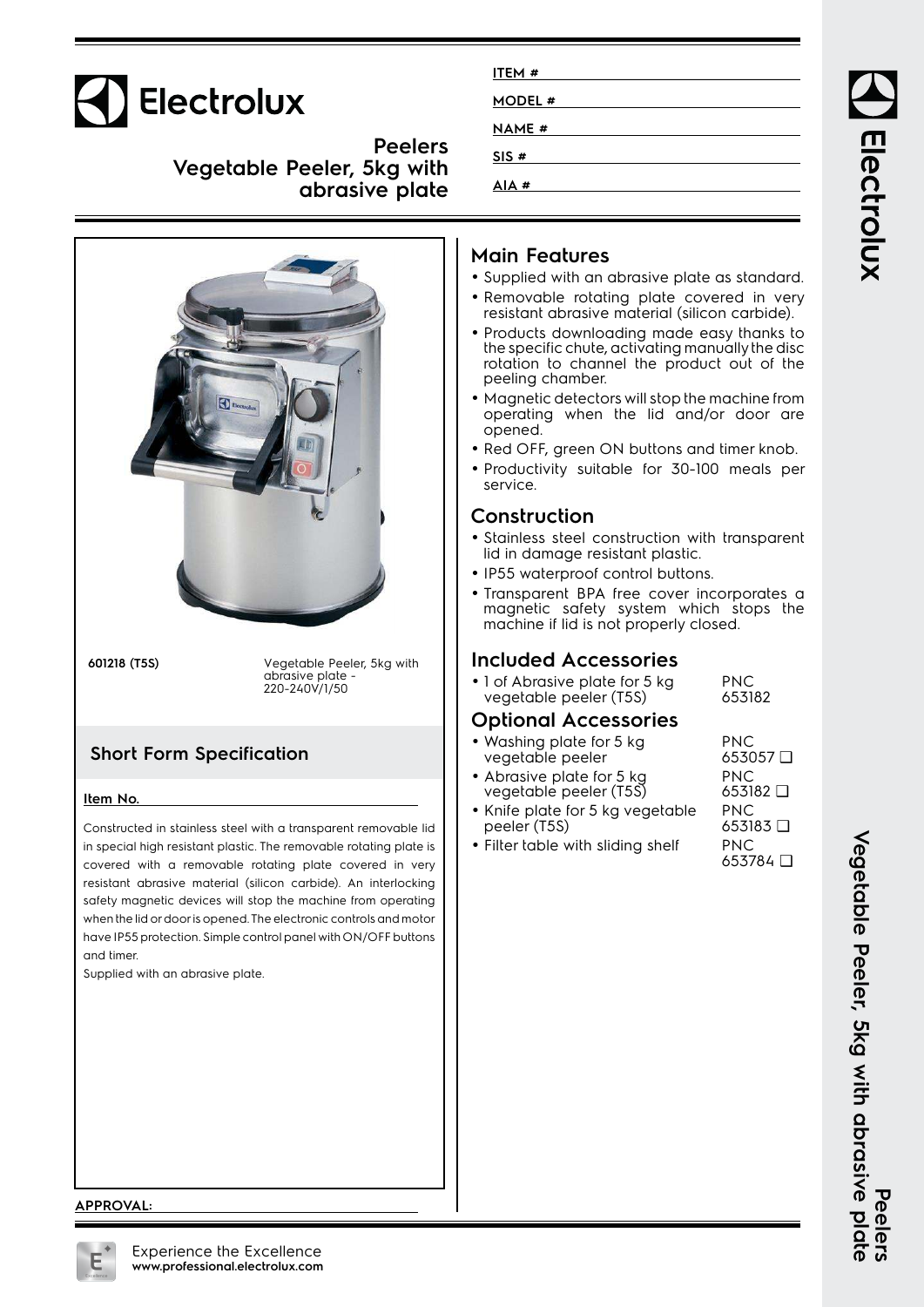# Electrolux

## Peelers
## Vegetable Peeler, 5kg with abrasive plate

ITEM #

MODEL #

NAME #

SIS #

AIA #

**601218 (T5S)** — Vegetable Peeler, 5kg with abrasive plate - 220-240V/1/50

### Short Form Specification

**Item No.**

Constructed in stainless steel with a transparent removable lid in special high resistant plastic. The removable rotating plate is covered with a removable rotating plate covered in very resistant abrasive material (silicon carbide). An interlocking safety magnetic devices will stop the machine from operating when the lid or door is opened. The electronic controls and motor have IP55 protection. Simple control panel with ON/OFF buttons and timer.

Supplied with an abrasive plate.

APPROVAL:

## Main Features

- Supplied with an abrasive plate as standard.
- Removable rotating plate covered in very resistant abrasive material (silicon carbide).
- Products downloading made easy thanks to the specific chute, activating manually the disc rotation to channel the product out of the peeling chamber.
- Magnetic detectors will stop the machine from operating when the lid and/or door are opened.
- Red OFF, green ON buttons and timer knob.
- Productivity suitable for 30-100 meals per service.

## Construction

- Stainless steel construction with transparent lid in damage resistant plastic.
- IP55 waterproof control buttons.
- Transparent BPA free cover incorporates a magnetic safety system which stops the machine if lid is not properly closed.

## Included Accessories

- 1 of Abrasive plate for 5 kg vegetable peeler (T5S) — PNC 653182

## Optional Accessories

- Washing plate for 5 kg vegetable peeler — PNC 653057 ❑
- Abrasive plate for 5 kg vegetable peeler (T5S) — PNC 653182 ❑
- Knife plate for 5 kg vegetable peeler (T5S) — PNC 653183 ❑
- Filter table with sliding shelf — PNC 653784 ❑

Experience the Excellence
**www.professional.electrolux.com**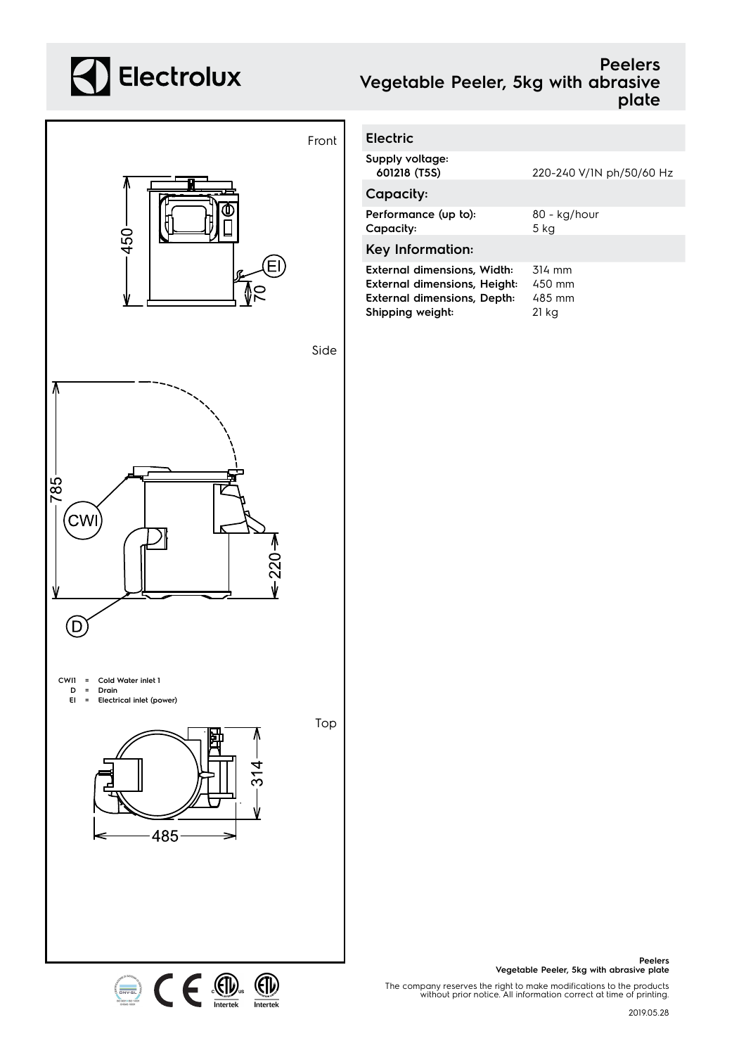# Peelers
## Vegetable Peeler, 5kg with abrasive plate

Front

450

EI

70

Side

785

CWI

220

D

CWI1 = Cold Water inlet 1
D = Drain
EI = Electrical inlet (power)

Top

314

485

### Electric

| | |
|---|---|
| **Supply voltage:** | |
| **601218 (T5S)** | 220-240 V/1N ph/50/60 Hz |

### Capacity:

| | |
|---|---|
| **Performance (up to):** | 80 - kg/hour |
| **Capacity:** | 5 kg |

### Key Information:

| | |
|---|---|
| **External dimensions, Width:** | 314 mm |
| **External dimensions, Height:** | 450 mm |
| **External dimensions, Depth:** | 485 mm |
| **Shipping weight:** | 21 kg |

The company reserves the right to make modifications to the products without prior notice. All information correct at time of printing.

2019.05.28